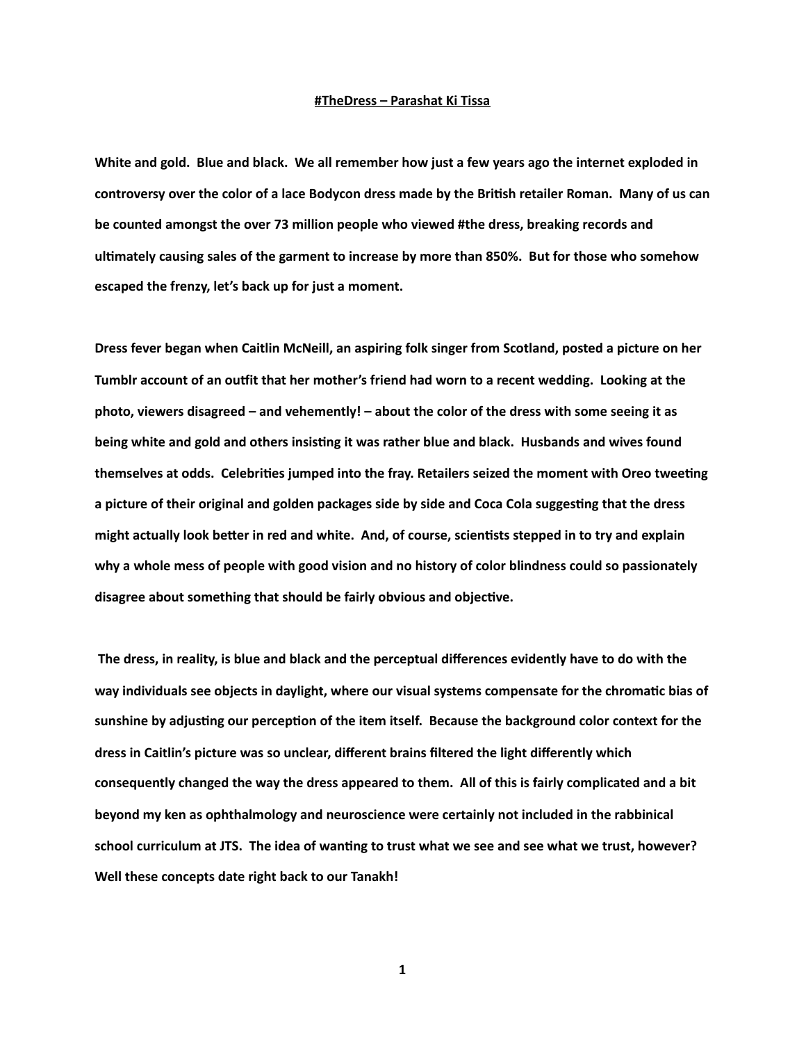**#TheDress – Parashat Ki Tissa**

**White and gold. Blue and black. We all remember how just a few years ago the internet exploded in controversy over the color of a lace Bodycon dress made by the British retailer Roman. Many of us can be counted amongst the over 73 million people who viewed #the dress, breaking records and ultimately causing sales of the garment to increase by more than 850%. But for those who somehow escaped the frenzy, let's back up for just a moment.**

**Dress fever began when Caitlin McNeill, an aspiring folk singer from Scotland, posted a picture on her Tumblr account of an outfit that her mother's friend had worn to a recent wedding. Looking at the photo, viewers disagreed – and vehemently! – about the color of the dress with some seeing it as being white and gold and others insisting it was rather blue and black. Husbands and wives found themselves at odds. Celebrities jumped into the fray. Retailers seized the moment with Oreo tweeting a picture of their original and golden packages side by side and Coca Cola suggesting that the dress might actually look better in red and white. And, of course, scientists stepped in to try and explain why a whole mess of people with good vision and no history of color blindness could so passionately disagree about something that should be fairly obvious and objective.**

**The dress, in reality, is blue and black and the perceptual differences evidently have to do with the way individuals see objects in daylight, where our visual systems compensate for the chromatic bias of sunshine by adjusting our perception of the item itself. Because the background color context for the dress in Caitlin's picture was so unclear, different brains filtered the light differently which consequently changed the way the dress appeared to them. All of this is fairly complicated and a bit beyond my ken as ophthalmology and neuroscience were certainly not included in the rabbinical school curriculum at JTS. The idea of wanting to trust what we see and see what we trust, however? Well these concepts date right back to our Tanakh!**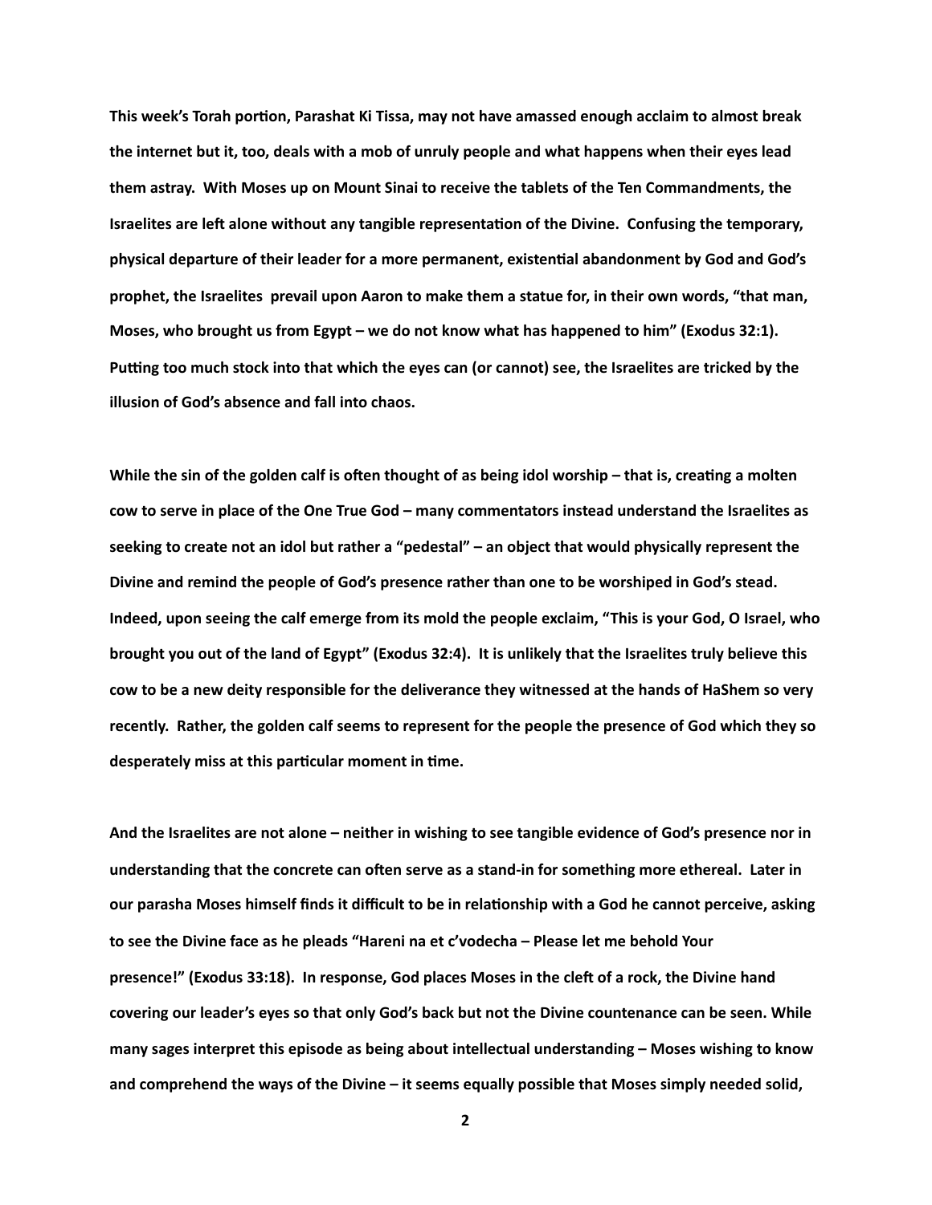**This week's Torah portion, Parashat Ki Tissa, may not have amassed enough acclaim to almost break the internet but it, too, deals with a mob of unruly people and what happens when their eyes lead them astray. With Moses up on Mount Sinai to receive the tablets of the Ten Commandments, the Israelites are left alone without any tangible representation of the Divine. Confusing the temporary, physical departure of their leader for a more permanent, existential abandonment by God and God's prophet, the Israelites prevail upon Aaron to make them a statue for, in their own words, "that man, Moses, who brought us from Egypt – we do not know what has happened to him" (Exodus 32:1). Putting too much stock into that which the eyes can (or cannot) see, the Israelites are tricked by the illusion of God's absence and fall into chaos.**

**While the sin of the golden calf is often thought of as being idol worship – that is, creating a molten cow to serve in place of the One True God – many commentators instead understand the Israelites as seeking to create not an idol but rather a "pedestal" – an object that would physically represent the Divine and remind the people of God's presence rather than one to be worshiped in God's stead. Indeed, upon seeing the calf emerge from its mold the people exclaim, "This is your God, O Israel, who brought you out of the land of Egypt" (Exodus 32:4). It is unlikely that the Israelites truly believe this cow to be a new deity responsible for the deliverance they witnessed at the hands of HaShem so very recently. Rather, the golden calf seems to represent for the people the presence of God which they so desperately miss at this particular moment in time.**

**And the Israelites are not alone – neither in wishing to see tangible evidence of God's presence nor in understanding that the concrete can often serve as a stand-in for something more ethereal. Later in our parasha Moses himself finds it difficult to be in relationship with a God he cannot perceive, asking to see the Divine face as he pleads "Hareni na et c'vodecha – Please let me behold Your presence!" (Exodus 33:18). In response, God places Moses in the cleft of a rock, the Divine hand covering our leader's eyes so that only God's back but not the Divine countenance can be seen. While many sages interpret this episode as being about intellectual understanding – Moses wishing to know and comprehend the ways of the Divine – it seems equally possible that Moses simply needed solid,**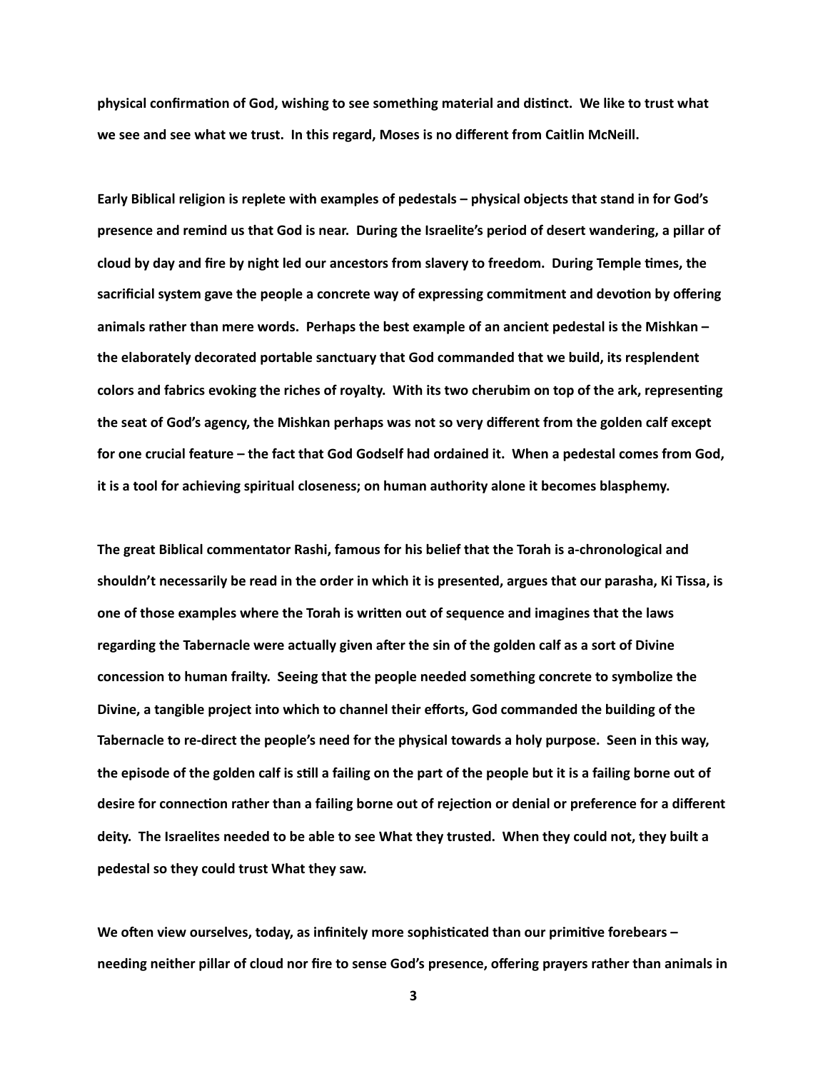**physical confirmation of God, wishing to see something material and distinct. We like to trust what we see and see what we trust. In this regard, Moses is no different from Caitlin McNeill.**

**Early Biblical religion is replete with examples of pedestals – physical objects that stand in for God's presence and remind us that God is near. During the Israelite's period of desert wandering, a pillar of cloud by day and fire by night led our ancestors from slavery to freedom. During Temple times, the sacrificial system gave the people a concrete way of expressing commitment and devotion by offering animals rather than mere words. Perhaps the best example of an ancient pedestal is the Mishkan – the elaborately decorated portable sanctuary that God commanded that we build, its resplendent colors and fabrics evoking the riches of royalty. With its two cherubim on top of the ark, representing the seat of God's agency, the Mishkan perhaps was not so very different from the golden calf except for one crucial feature – the fact that God Godself had ordained it. When a pedestal comes from God, it is a tool for achieving spiritual closeness; on human authority alone it becomes blasphemy.**

**The great Biblical commentator Rashi, famous for his belief that the Torah is a-chronological and shouldn't necessarily be read in the order in which it is presented, argues that our parasha, Ki Tissa, is one of those examples where the Torah is written out of sequence and imagines that the laws regarding the Tabernacle were actually given after the sin of the golden calf as a sort of Divine concession to human frailty. Seeing that the people needed something concrete to symbolize the Divine, a tangible project into which to channel their efforts, God commanded the building of the Tabernacle to re-direct the people's need for the physical towards a holy purpose. Seen in this way, the episode of the golden calf is still a failing on the part of the people but it is a failing borne out of desire for connection rather than a failing borne out of rejection or denial or preference for a different deity. The Israelites needed to be able to see What they trusted. When they could not, they built a pedestal so they could trust What they saw.**

**We often view ourselves, today, as infinitely more sophisticated than our primitive forebears – needing neither pillar of cloud nor fire to sense God's presence, offering prayers rather than animals in**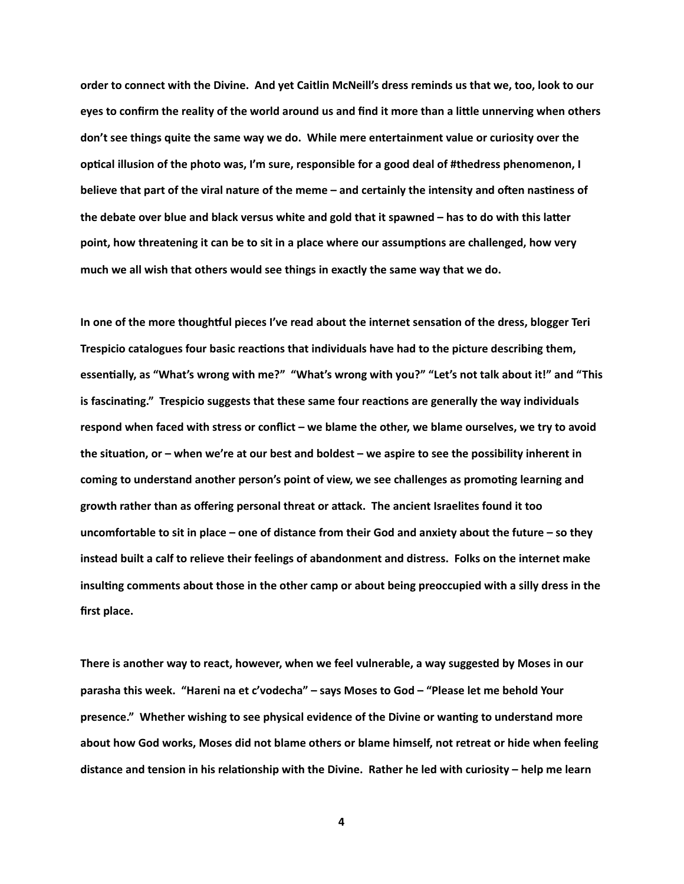**order to connect with the Divine. And yet Caitlin McNeill's dress reminds us that we, too, look to our eyes to confirm the reality of the world around us and find it more than a little unnerving when others don't see things quite the same way we do. While mere entertainment value or curiosity over the optical illusion of the photo was, I'm sure, responsible for a good deal of #thedress phenomenon, I believe that part of the viral nature of the meme – and certainly the intensity and often nastiness of the debate over blue and black versus white and gold that it spawned – has to do with this latter point, how threatening it can be to sit in a place where our assumptions are challenged, how very much we all wish that others would see things in exactly the same way that we do.**

**In one of the more thoughtful pieces I've read about the internet sensation of the dress, blogger Teri Trespicio catalogues four basic reactions that individuals have had to the picture describing them, essentially, as "What's wrong with me?" "What's wrong with you?" "Let's not talk about it!" and "This is fascinating." Trespicio suggests that these same four reactions are generally the way individuals respond when faced with stress or conflict – we blame the other, we blame ourselves, we try to avoid the situation, or – when we're at our best and boldest – we aspire to see the possibility inherent in coming to understand another person's point of view, we see challenges as promoting learning and growth rather than as offering personal threat or attack. The ancient Israelites found it too uncomfortable to sit in place – one of distance from their God and anxiety about the future – so they instead built a calf to relieve their feelings of abandonment and distress. Folks on the internet make insulting comments about those in the other camp or about being preoccupied with a silly dress in the first place.**

**There is another way to react, however, when we feel vulnerable, a way suggested by Moses in our parasha this week. "Hareni na et c'vodecha" – says Moses to God – "Please let me behold Your presence." Whether wishing to see physical evidence of the Divine or wanting to understand more about how God works, Moses did not blame others or blame himself, not retreat or hide when feeling distance and tension in his relationship with the Divine. Rather he led with curiosity – help me learn**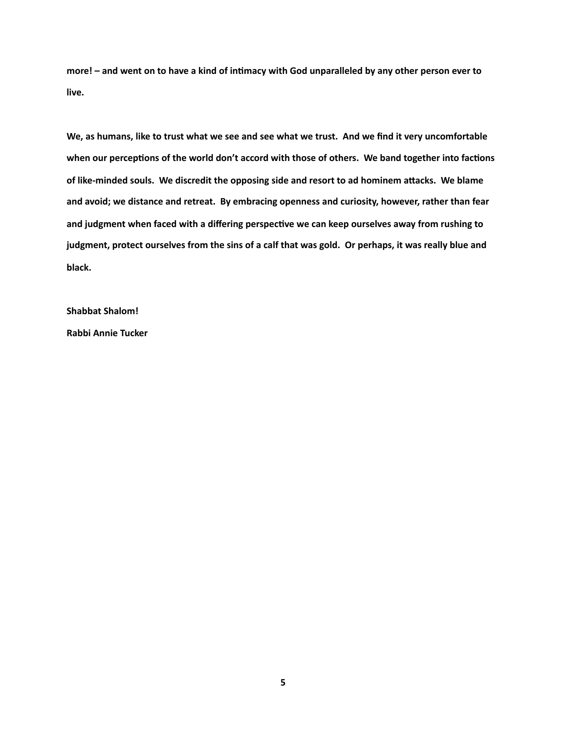**more! – and went on to have a kind of intimacy with God unparalleled by any other person ever to live.**

**We, as humans, like to trust what we see and see what we trust. And we find it very uncomfortable when our perceptions of the world don't accord with those of others. We band together into factions of like-minded souls. We discredit the opposing side and resort to ad hominem attacks. We blame and avoid; we distance and retreat. By embracing openness and curiosity, however, rather than fear and judgment when faced with a differing perspective we can keep ourselves away from rushing to judgment, protect ourselves from the sins of a calf that was gold. Or perhaps, it was really blue and black.**

**Shabbat Shalom!**

**Rabbi Annie Tucker**